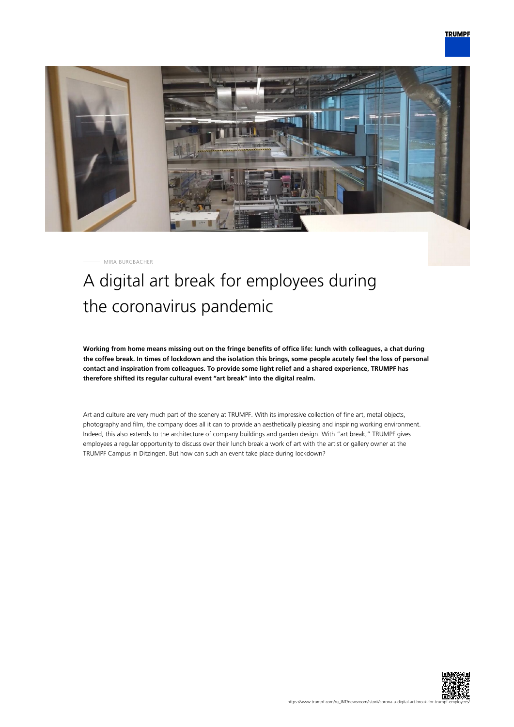MIRA BURGBACHER

# A digital art break for employees during the coronavirus pandemic

**Working from home means missing out on the fringe benefits of office life: lunch with colleagues, a chat during the coffee break. In times of lockdown and the isolation this brings, some people acutely feel the loss of personal contact and inspiration from colleagues. To provide some light relief and a shared experience, TRUMPF has therefore shifted its regular cultural event "art break" into the digital realm.**

Art and culture are very much part of the scenery at TRUMPF. With its impressive collection of fine art, metal objects, photography and film, the company does all it can to provide an aesthetically pleasing and inspiring working environment. Indeed, this also extends to the architecture of company buildings and garden design. With "art break," TRUMPF gives employees a regular opportunity to discuss over their lunch break a work of art with the artist or gallery owner at the TRUMPF Campus in Ditzingen. But how can such an event take place during lockdown?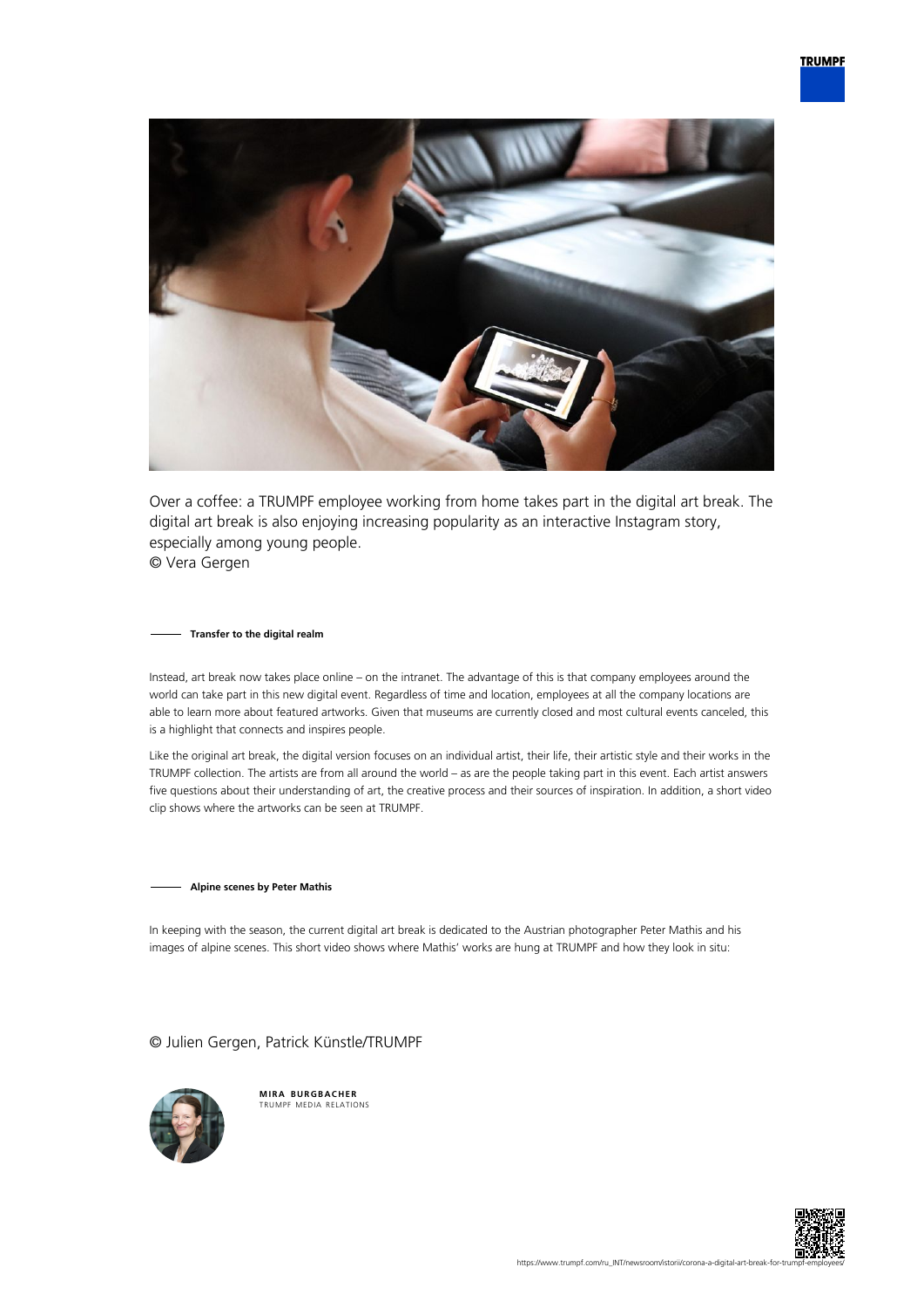Over a coffee: a TRUMPF employee working from home takes part in the digital art break. The digital art break is also enjoying increasing popularity as an interactive Instagram story, especially among young people.
© Vera Gergen

### Transfer to the digital realm

Instead, art break now takes place online – on the intranet. The advantage of this is that company employees around the world can take part in this new digital event. Regardless of time and location, employees at all the company locations are able to learn more about featured artworks. Given that museums are currently closed and most cultural events canceled, this is a highlight that connects and inspires people.

Like the original art break, the digital version focuses on an individual artist, their life, their artistic style and their works in the TRUMPF collection. The artists are from all around the world – as are the people taking part in this event. Each artist answers five questions about their understanding of art, the creative process and their sources of inspiration. In addition, a short video clip shows where the artworks can be seen at TRUMPF.

### Alpine scenes by Peter Mathis

In keeping with the season, the current digital art break is dedicated to the Austrian photographer Peter Mathis and his images of alpine scenes. This short video shows where Mathis' works are hung at TRUMPF and how they look in situ:

© Julien Gergen, Patrick Künstle/TRUMPF

**MIRA BURGBACHER**
TRUMPF MEDIA RELATIONS

https://www.trumpf.com/ru_INT/newsroom/istorii/corona-a-digital-art-break-for-trumpf-employees/